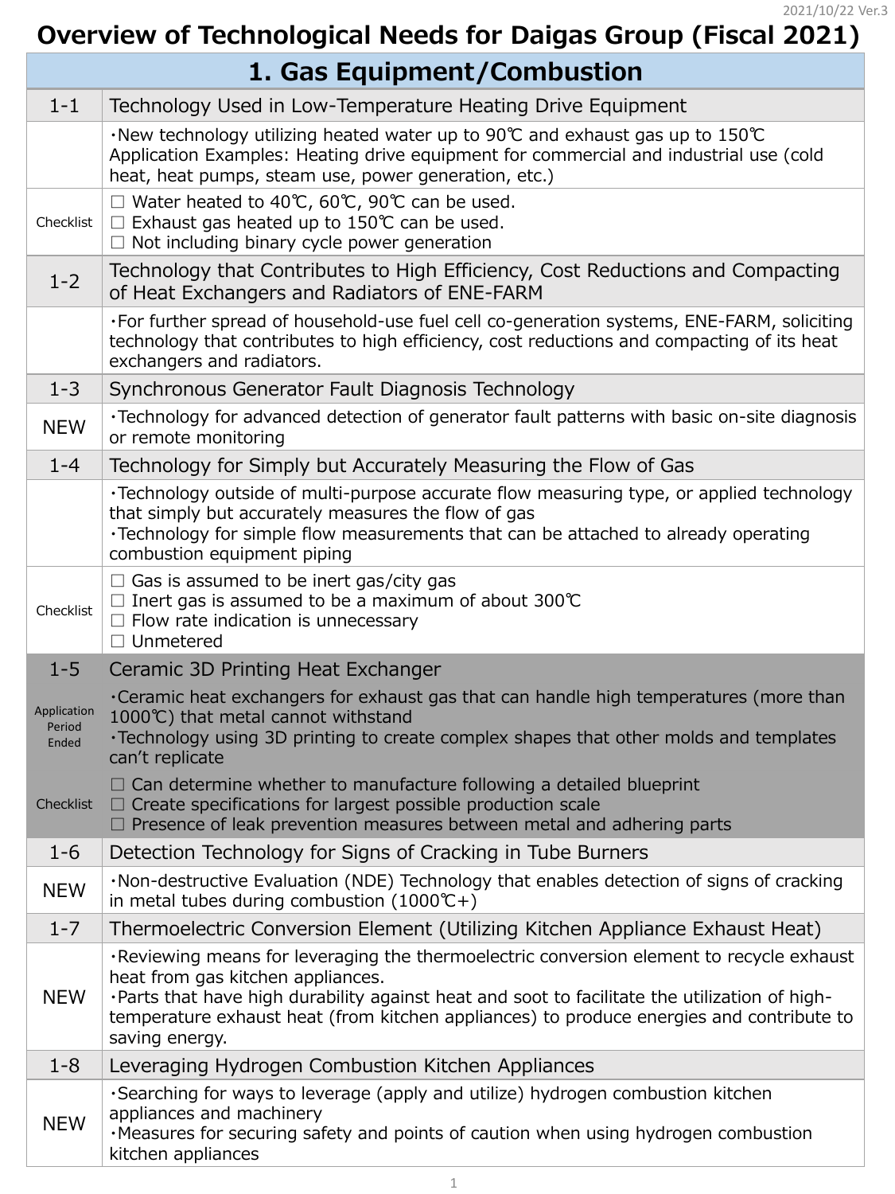2021/10/22 Ver.3

# Overview of Technological Needs for Daigas Group (Fiscal 2021)

## 1. Gas Equipment/Combustion

| | |
|---|---|
| 1-1 | Technology Used in Low-Temperature Heating Drive Equipment |
| | ・New technology utilizing heated water up to 90℃ and exhaust gas up to 150℃<br>Application Examples: Heating drive equipment for commercial and industrial use (cold heat, heat pumps, steam use, power generation, etc.) |
| Checklist | ☐ Water heated to 40℃, 60℃, 90℃ can be used.<br>☐ Exhaust gas heated up to 150℃ can be used.<br>☐ Not including binary cycle power generation |
| 1-2 | Technology that Contributes to High Efficiency, Cost Reductions and Compacting of Heat Exchangers and Radiators of ENE-FARM |
| | ・For further spread of household-use fuel cell co-generation systems, ENE-FARM, soliciting technology that contributes to high efficiency, cost reductions and compacting of its heat exchangers and radiators. |
| 1-3 | Synchronous Generator Fault Diagnosis Technology |
| NEW | ・Technology for advanced detection of generator fault patterns with basic on-site diagnosis or remote monitoring |
| 1-4 | Technology for Simply but Accurately Measuring the Flow of Gas |
| | ・Technology outside of multi-purpose accurate flow measuring type, or applied technology that simply but accurately measures the flow of gas<br>・Technology for simple flow measurements that can be attached to already operating combustion equipment piping |
| Checklist | ☐ Gas is assumed to be inert gas/city gas<br>☐ Inert gas is assumed to be a maximum of about 300℃<br>☐ Flow rate indication is unnecessary<br>☐ Unmetered |
| 1-5 | Ceramic 3D Printing Heat Exchanger |
| Application Period Ended | ・Ceramic heat exchangers for exhaust gas that can handle high temperatures (more than 1000℃) that metal cannot withstand<br>・Technology using 3D printing to create complex shapes that other molds and templates can't replicate |
| Checklist | ☐ Can determine whether to manufacture following a detailed blueprint<br>☐ Create specifications for largest possible production scale<br>☐ Presence of leak prevention measures between metal and adhering parts |
| 1-6 | Detection Technology for Signs of Cracking in Tube Burners |
| NEW | ・Non-destructive Evaluation (NDE) Technology that enables detection of signs of cracking in metal tubes during combustion (1000℃+) |
| 1-7 | Thermoelectric Conversion Element (Utilizing Kitchen Appliance Exhaust Heat) |
| NEW | ・Reviewing means for leveraging the thermoelectric conversion element to recycle exhaust heat from gas kitchen appliances.<br>・Parts that have high durability against heat and soot to facilitate the utilization of high-temperature exhaust heat (from kitchen appliances) to produce energies and contribute to saving energy. |
| 1-8 | Leveraging Hydrogen Combustion Kitchen Appliances |
| NEW | ・Searching for ways to leverage (apply and utilize) hydrogen combustion kitchen appliances and machinery<br>・Measures for securing safety and points of caution when using hydrogen combustion kitchen appliances |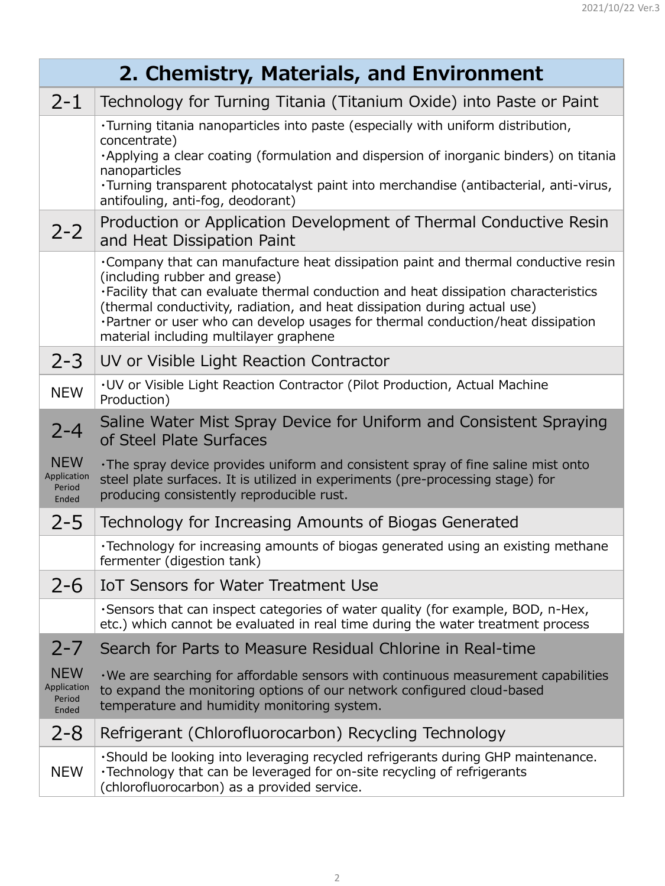# 2. Chemistry, Materials, and Environment

| No. | Item |
|---|---|
| 2-1 | Technology for Turning Titania (Titanium Oxide) into Paste or Paint |
| | ・Turning titania nanoparticles into paste (especially with uniform distribution, concentrate)<br>・Applying a clear coating (formulation and dispersion of inorganic binders) on titania nanoparticles<br>・Turning transparent photocatalyst paint into merchandise (antibacterial, anti-virus, antifouling, anti-fog, deodorant) |
| 2-2 | Production or Application Development of Thermal Conductive Resin and Heat Dissipation Paint |
| | ・Company that can manufacture heat dissipation paint and thermal conductive resin (including rubber and grease)<br>・Facility that can evaluate thermal conduction and heat dissipation characteristics (thermal conductivity, radiation, and heat dissipation during actual use)<br>・Partner or user who can develop usages for thermal conduction/heat dissipation material including multilayer graphene |
| 2-3 | UV or Visible Light Reaction Contractor |
| NEW | ・UV or Visible Light Reaction Contractor (Pilot Production, Actual Machine Production) |
| 2-4 | Saline Water Mist Spray Device for Uniform and Consistent Spraying of Steel Plate Surfaces |
| NEW Application Period Ended | ・The spray device provides uniform and consistent spray of fine saline mist onto steel plate surfaces. It is utilized in experiments (pre-processing stage) for producing consistently reproducible rust. |
| 2-5 | Technology for Increasing Amounts of Biogas Generated |
| | ・Technology for increasing amounts of biogas generated using an existing methane fermenter (digestion tank) |
| 2-6 | IoT Sensors for Water Treatment Use |
| | ・Sensors that can inspect categories of water quality (for example, BOD, n-Hex, etc.) which cannot be evaluated in real time during the water treatment process |
| 2-7 | Search for Parts to Measure Residual Chlorine in Real-time |
| NEW Application Period Ended | ・We are searching for affordable sensors with continuous measurement capabilities to expand the monitoring options of our network configured cloud-based temperature and humidity monitoring system. |
| 2-8 | Refrigerant (Chlorofluorocarbon) Recycling Technology |
| NEW | ・Should be looking into leveraging recycled refrigerants during GHP maintenance.<br>・Technology that can be leveraged for on-site recycling of refrigerants (chlorofluorocarbon) as a provided service. |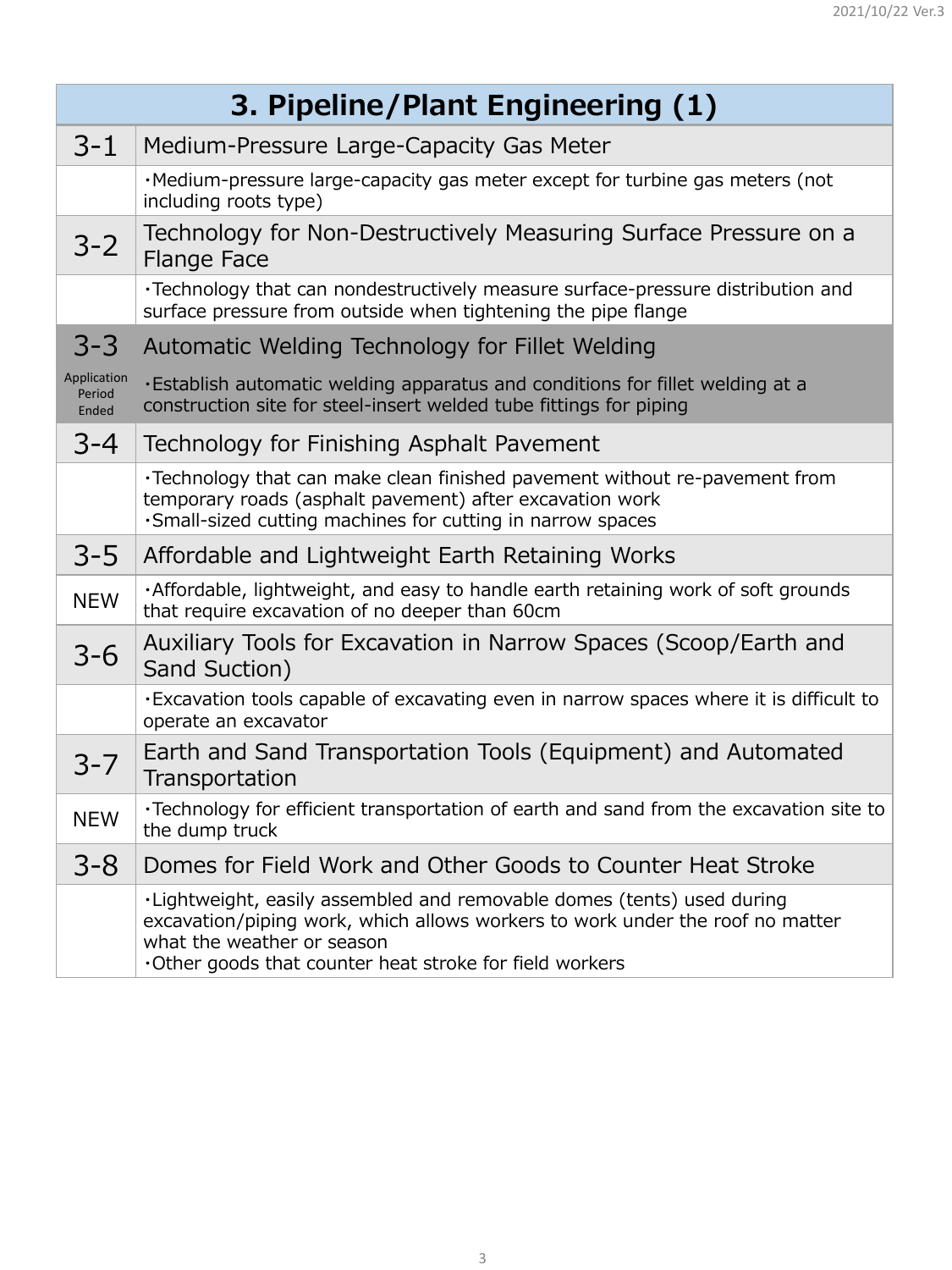# 3. Pipeline/Plant Engineering (1)

| No. | Item |
|---|---|
| 3-1 | Medium-Pressure Large-Capacity Gas Meter |
| | ・Medium-pressure large-capacity gas meter except for turbine gas meters (not including roots type) |
| 3-2 | Technology for Non-Destructively Measuring Surface Pressure on a Flange Face |
| | ・Technology that can nondestructively measure surface-pressure distribution and surface pressure from outside when tightening the pipe flange |
| 3-3 | Automatic Welding Technology for Fillet Welding |
| Application Period Ended | ・Establish automatic welding apparatus and conditions for fillet welding at a construction site for steel-insert welded tube fittings for piping |
| 3-4 | Technology for Finishing Asphalt Pavement |
| | ・Technology that can make clean finished pavement without re-pavement from temporary roads (asphalt pavement) after excavation work<br>・Small-sized cutting machines for cutting in narrow spaces |
| 3-5 | Affordable and Lightweight Earth Retaining Works |
| NEW | ・Affordable, lightweight, and easy to handle earth retaining work of soft grounds that require excavation of no deeper than 60cm |
| 3-6 | Auxiliary Tools for Excavation in Narrow Spaces (Scoop/Earth and Sand Suction) |
| | ・Excavation tools capable of excavating even in narrow spaces where it is difficult to operate an excavator |
| 3-7 | Earth and Sand Transportation Tools (Equipment) and Automated Transportation |
| NEW | ・Technology for efficient transportation of earth and sand from the excavation site to the dump truck |
| 3-8 | Domes for Field Work and Other Goods to Counter Heat Stroke |
| | ・Lightweight, easily assembled and removable domes (tents) used during excavation/piping work, which allows workers to work under the roof no matter what the weather or season<br>・Other goods that counter heat stroke for field workers |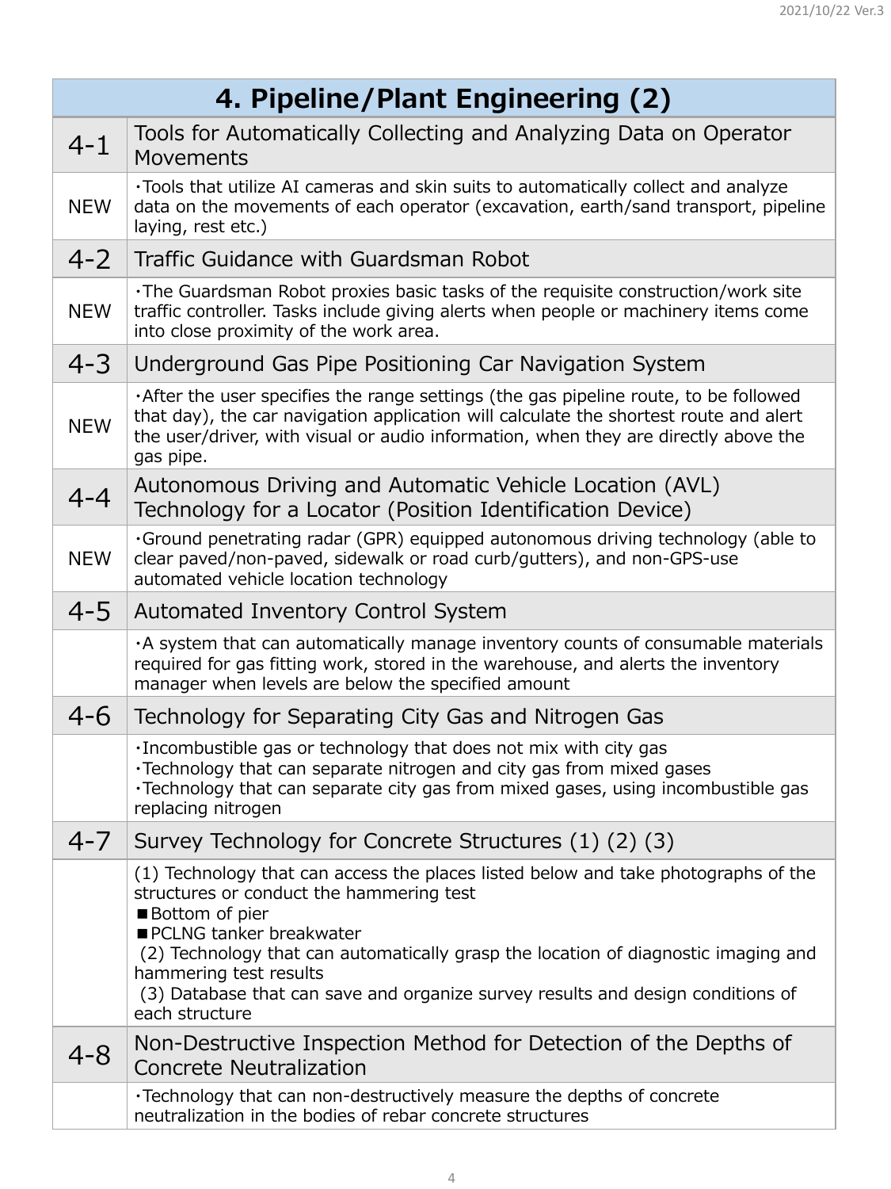# 4. Pipeline/Plant Engineering (2)

| | |
|---|---|
| 4-1 | Tools for Automatically Collecting and Analyzing Data on Operator Movements |
| NEW | ・Tools that utilize AI cameras and skin suits to automatically collect and analyze data on the movements of each operator (excavation, earth/sand transport, pipeline laying, rest etc.) |
| 4-2 | Traffic Guidance with Guardsman Robot |
| NEW | ・The Guardsman Robot proxies basic tasks of the requisite construction/work site traffic controller. Tasks include giving alerts when people or machinery items come into close proximity of the work area. |
| 4-3 | Underground Gas Pipe Positioning Car Navigation System |
| NEW | ・After the user specifies the range settings (the gas pipeline route, to be followed that day), the car navigation application will calculate the shortest route and alert the user/driver, with visual or audio information, when they are directly above the gas pipe. |
| 4-4 | Autonomous Driving and Automatic Vehicle Location (AVL) Technology for a Locator (Position Identification Device) |
| NEW | ・Ground penetrating radar (GPR) equipped autonomous driving technology (able to clear paved/non-paved, sidewalk or road curb/gutters), and non-GPS-use automated vehicle location technology |
| 4-5 | Automated Inventory Control System |
| | ・A system that can automatically manage inventory counts of consumable materials required for gas fitting work, stored in the warehouse, and alerts the inventory manager when levels are below the specified amount |
| 4-6 | Technology for Separating City Gas and Nitrogen Gas |
| | ・Incombustible gas or technology that does not mix with city gas<br>・Technology that can separate nitrogen and city gas from mixed gases<br>・Technology that can separate city gas from mixed gases, using incombustible gas replacing nitrogen |
| 4-7 | Survey Technology for Concrete Structures (1) (2) (3) |
| | (1) Technology that can access the places listed below and take photographs of the structures or conduct the hammering test<br>■Bottom of pier<br>■PCLNG tanker breakwater<br>(2) Technology that can automatically grasp the location of diagnostic imaging and hammering test results<br>(3) Database that can save and organize survey results and design conditions of each structure |
| 4-8 | Non-Destructive Inspection Method for Detection of the Depths of Concrete Neutralization |
| | ・Technology that can non-destructively measure the depths of concrete neutralization in the bodies of rebar concrete structures |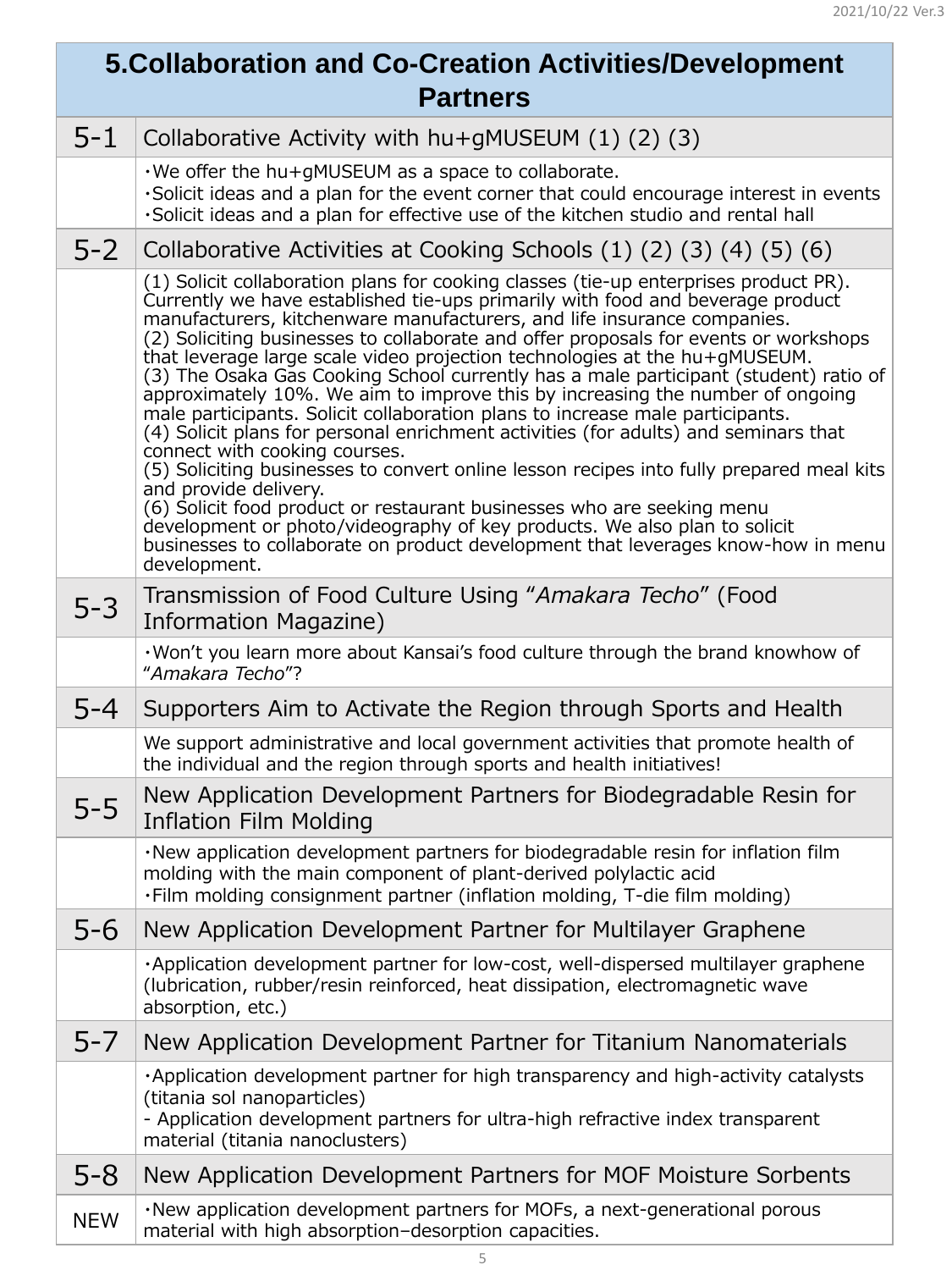# 5.Collaboration and Co-Creation Activities/Development Partners

## 5-1 Collaborative Activity with hu+gMUSEUM (1) (2) (3)

・We offer the hu+gMUSEUM as a space to collaborate.
・Solicit ideas and a plan for the event corner that could encourage interest in events
・Solicit ideas and a plan for effective use of the kitchen studio and rental hall

## 5-2 Collaborative Activities at Cooking Schools (1) (2) (3) (4) (5) (6)

(1) Solicit collaboration plans for cooking classes (tie-up enterprises product PR). Currently we have established tie-ups primarily with food and beverage product manufacturers, kitchenware manufacturers, and life insurance companies.
(2) Soliciting businesses to collaborate and offer proposals for events or workshops that leverage large scale video projection technologies at the hu+gMUSEUM.
(3) The Osaka Gas Cooking School currently has a male participant (student) ratio of approximately 10%. We aim to improve this by increasing the number of ongoing male participants. Solicit collaboration plans to increase male participants.
(4) Solicit plans for personal enrichment activities (for adults) and seminars that connect with cooking courses.
(5) Soliciting businesses to convert online lesson recipes into fully prepared meal kits and provide delivery.
(6) Solicit food product or restaurant businesses who are seeking menu development or photo/videography of key products. We also plan to solicit businesses to collaborate on product development that leverages know-how in menu development.

## 5-3 Transmission of Food Culture Using “*Amakara Techo*” (Food Information Magazine)

・Won’t you learn more about Kansai’s food culture through the brand knowhow of “*Amakara Techo*”?

## 5-4 Supporters Aim to Activate the Region through Sports and Health

We support administrative and local government activities that promote health of the individual and the region through sports and health initiatives!

## 5-5 New Application Development Partners for Biodegradable Resin for Inflation Film Molding

・New application development partners for biodegradable resin for inflation film molding with the main component of plant-derived polylactic acid
・Film molding consignment partner (inflation molding, T-die film molding)

## 5-6 New Application Development Partner for Multilayer Graphene

・Application development partner for low-cost, well-dispersed multilayer graphene (lubrication, rubber/resin reinforced, heat dissipation, electromagnetic wave absorption, etc.)

## 5-7 New Application Development Partner for Titanium Nanomaterials

・Application development partner for high transparency and high-activity catalysts (titania sol nanoparticles)
- Application development partners for ultra-high refractive index transparent material (titania nanoclusters)

## 5-8 New Application Development Partners for MOF Moisture Sorbents

NEW

・New application development partners for MOFs, a next-generational porous material with high absorption–desorption capacities.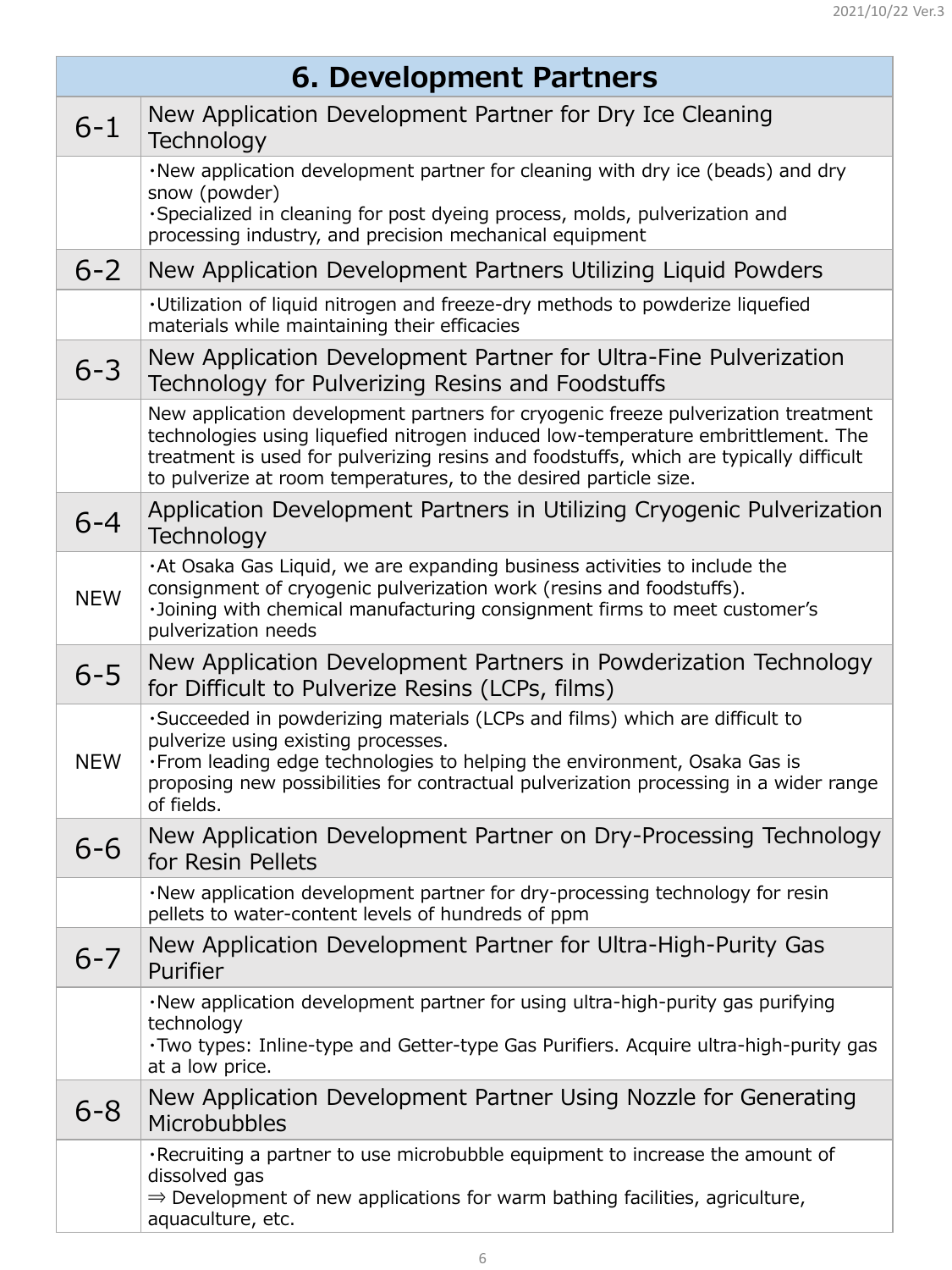# 6. Development Partners

| | |
|---|---|
| 6-1 | New Application Development Partner for Dry Ice Cleaning Technology |
| | ・New application development partner for cleaning with dry ice (beads) and dry snow (powder)<br>・Specialized in cleaning for post dyeing process, molds, pulverization and processing industry, and precision mechanical equipment |
| 6-2 | New Application Development Partners Utilizing Liquid Powders |
| | ・Utilization of liquid nitrogen and freeze-dry methods to powderize liquefied materials while maintaining their efficacies |
| 6-3 | New Application Development Partner for Ultra-Fine Pulverization Technology for Pulverizing Resins and Foodstuffs |
| | New application development partners for cryogenic freeze pulverization treatment technologies using liquefied nitrogen induced low-temperature embrittlement. The treatment is used for pulverizing resins and foodstuffs, which are typically difficult to pulverize at room temperatures, to the desired particle size. |
| 6-4 | Application Development Partners in Utilizing Cryogenic Pulverization Technology |
| NEW | ・At Osaka Gas Liquid, we are expanding business activities to include the consignment of cryogenic pulverization work (resins and foodstuffs).<br>・Joining with chemical manufacturing consignment firms to meet customer's pulverization needs |
| 6-5 | New Application Development Partners in Powderization Technology for Difficult to Pulverize Resins (LCPs, films) |
| NEW | ・Succeeded in powderizing materials (LCPs and films) which are difficult to pulverize using existing processes.<br>・From leading edge technologies to helping the environment, Osaka Gas is proposing new possibilities for contractual pulverization processing in a wider range of fields. |
| 6-6 | New Application Development Partner on Dry-Processing Technology for Resin Pellets |
| | ・New application development partner for dry-processing technology for resin pellets to water-content levels of hundreds of ppm |
| 6-7 | New Application Development Partner for Ultra-High-Purity Gas Purifier |
| | ・New application development partner for using ultra-high-purity gas purifying technology<br>・Two types: Inline-type and Getter-type Gas Purifiers. Acquire ultra-high-purity gas at a low price. |
| 6-8 | New Application Development Partner Using Nozzle for Generating Microbubbles |
| | ・Recruiting a partner to use microbubble equipment to increase the amount of dissolved gas<br>⇒ Development of new applications for warm bathing facilities, agriculture, aquaculture, etc. |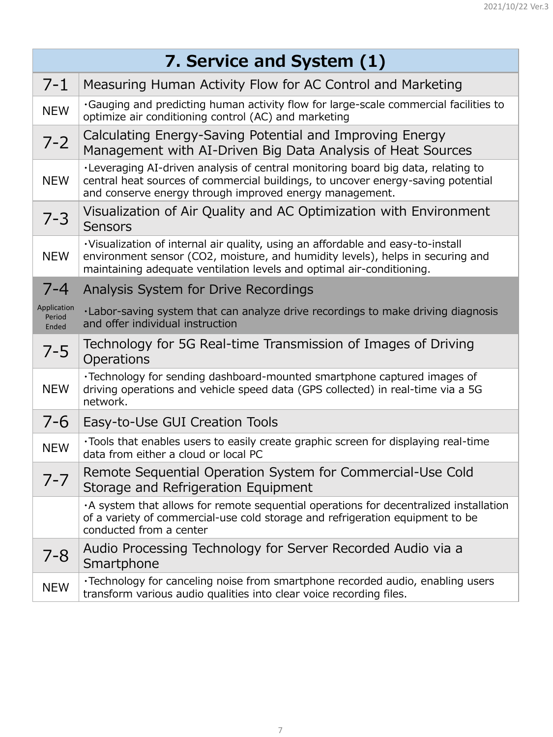# 7. Service and System (1)

| | |
|---|---|
| 7-1 | Measuring Human Activity Flow for AC Control and Marketing |
| NEW | ・Gauging and predicting human activity flow for large-scale commercial facilities to optimize air conditioning control (AC) and marketing |
| 7-2 | Calculating Energy-Saving Potential and Improving Energy Management with AI-Driven Big Data Analysis of Heat Sources |
| NEW | ・Leveraging AI-driven analysis of central monitoring board big data, relating to central heat sources of commercial buildings, to uncover energy-saving potential and conserve energy through improved energy management. |
| 7-3 | Visualization of Air Quality and AC Optimization with Environment Sensors |
| NEW | ・Visualization of internal air quality, using an affordable and easy-to-install environment sensor ($CO_2$, moisture, and humidity levels), helps in securing and maintaining adequate ventilation levels and optimal air-conditioning. |
| 7-4 | Analysis System for Drive Recordings |
| Application Period Ended | ・Labor-saving system that can analyze drive recordings to make driving diagnosis and offer individual instruction |
| 7-5 | Technology for 5G Real-time Transmission of Images of Driving Operations |
| NEW | ・Technology for sending dashboard-mounted smartphone captured images of driving operations and vehicle speed data (GPS collected) in real-time via a 5G network. |
| 7-6 | Easy-to-Use GUI Creation Tools |
| NEW | ・Tools that enables users to easily create graphic screen for displaying real-time data from either a cloud or local PC |
| 7-7 | Remote Sequential Operation System for Commercial-Use Cold Storage and Refrigeration Equipment |
| | ・A system that allows for remote sequential operations for decentralized installation of a variety of commercial-use cold storage and refrigeration equipment to be conducted from a center |
| 7-8 | Audio Processing Technology for Server Recorded Audio via a Smartphone |
| NEW | ・Technology for canceling noise from smartphone recorded audio, enabling users transform various audio qualities into clear voice recording files. |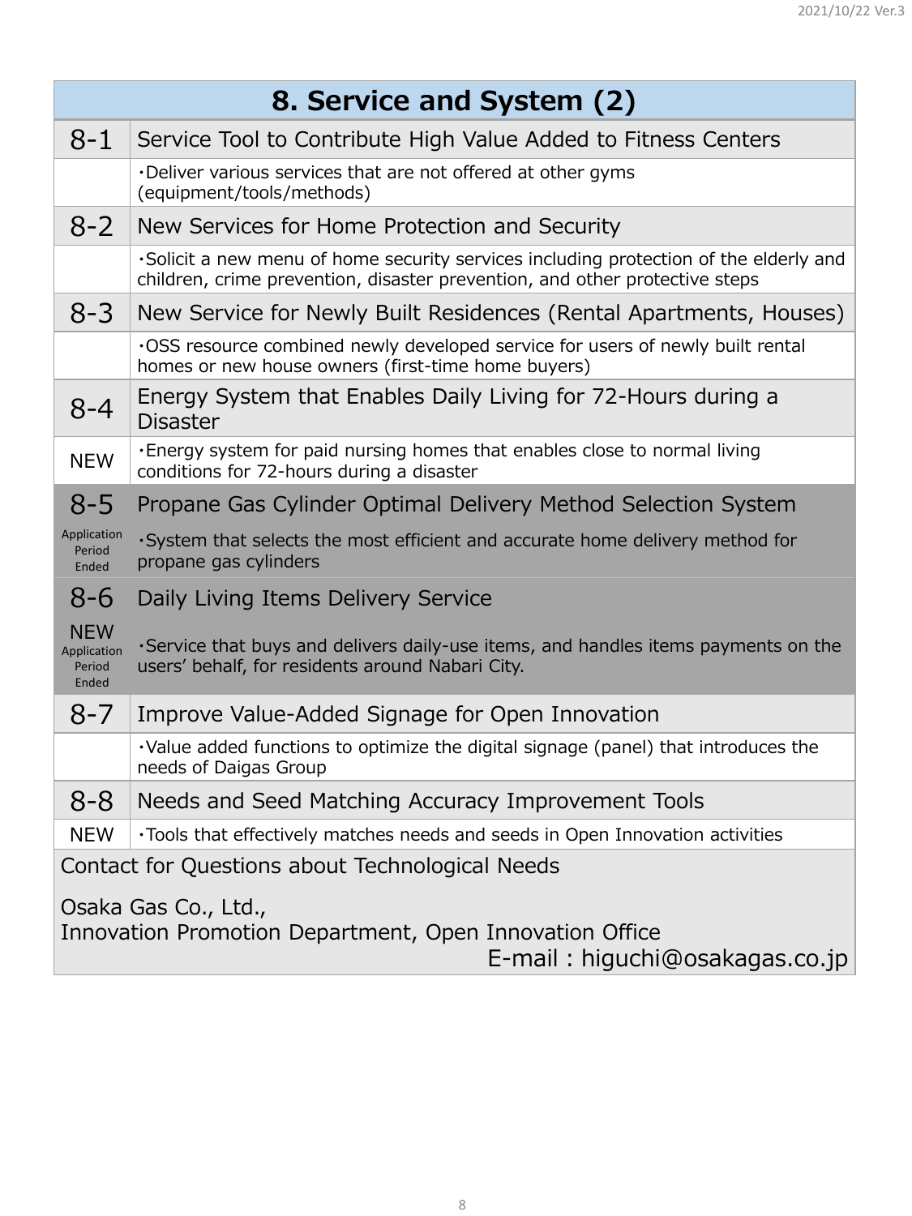# 8. Service and System (2)

| No. | Item |
|---|---|
| 8-1 | Service Tool to Contribute High Value Added to Fitness Centers |
| | ・Deliver various services that are not offered at other gyms (equipment/tools/methods) |
| 8-2 | New Services for Home Protection and Security |
| | ・Solicit a new menu of home security services including protection of the elderly and children, crime prevention, disaster prevention, and other protective steps |
| 8-3 | New Service for Newly Built Residences (Rental Apartments, Houses) |
| | ・OSS resource combined newly developed service for users of newly built rental homes or new house owners (first-time home buyers) |
| 8-4 | Energy System that Enables Daily Living for 72-Hours during a Disaster |
| NEW | ・Energy system for paid nursing homes that enables close to normal living conditions for 72-hours during a disaster |
| 8-5 | Propane Gas Cylinder Optimal Delivery Method Selection System |
| Application Period Ended | ・System that selects the most efficient and accurate home delivery method for propane gas cylinders |
| 8-6 | Daily Living Items Delivery Service |
| NEW Application Period Ended | ・Service that buys and delivers daily-use items, and handles items payments on the users' behalf, for residents around Nabari City. |
| 8-7 | Improve Value-Added Signage for Open Innovation |
| | ・Value added functions to optimize the digital signage (panel) that introduces the needs of Daigas Group |
| 8-8 | Needs and Seed Matching Accuracy Improvement Tools |
| NEW | ・Tools that effectively matches needs and seeds in Open Innovation activities |

Contact for Questions about Technological Needs

Osaka Gas Co., Ltd.,
Innovation Promotion Department, Open Innovation Office
E-mail : higuchi@osakagas.co.jp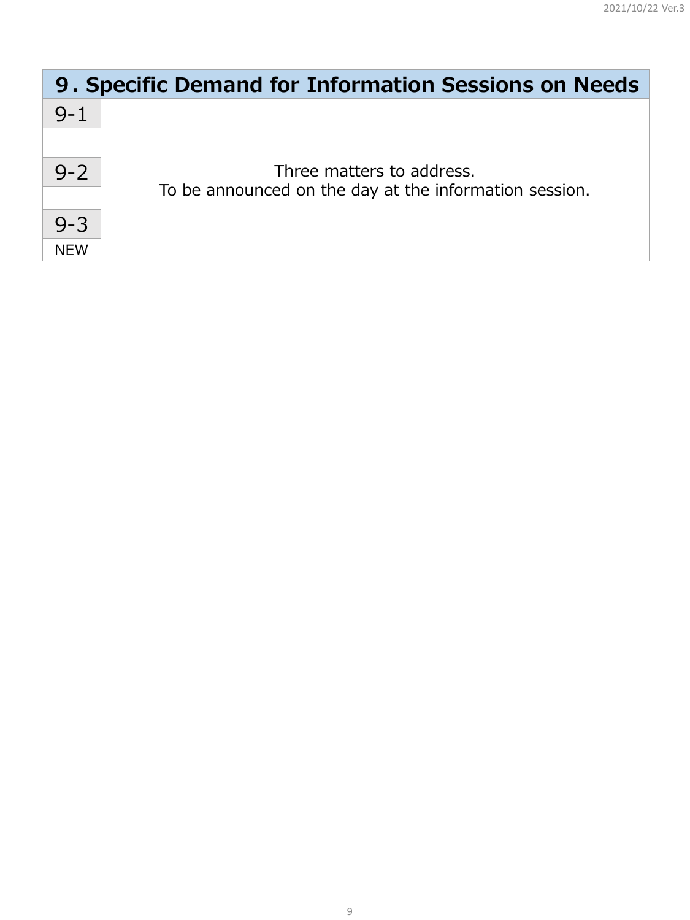## 9. Specific Demand for Information Sessions on Needs

| | |
|---|---|
| 9-1 | Three matters to address.<br>To be announced on the day at the information session. |
| | |
| 9-2 | |
| | |
| 9-3 | |
| NEW | |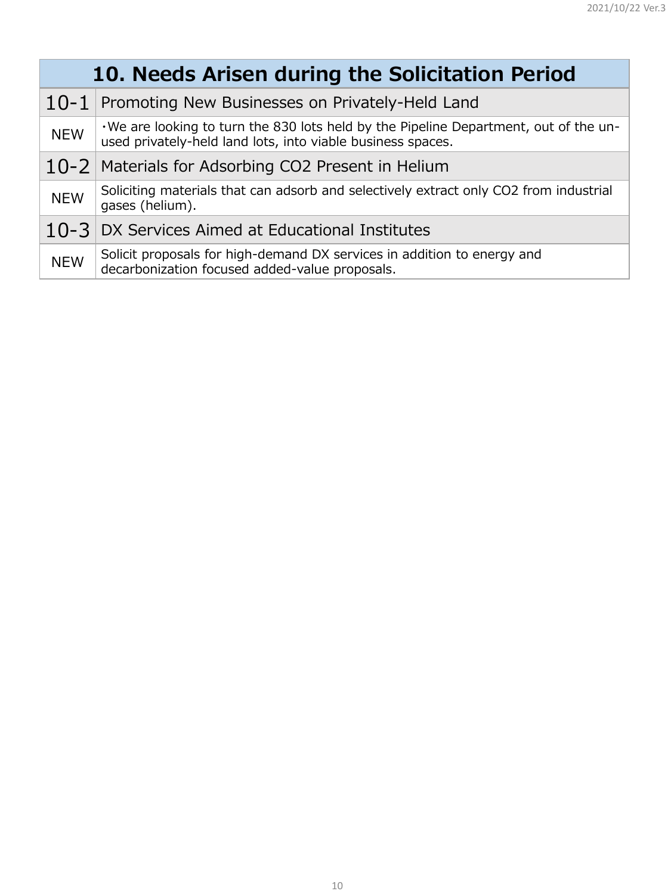# 10. Needs Arisen during the Solicitation Period

| | |
|---|---|
| 10-1 | Promoting New Businesses on Privately-Held Land |
| NEW | ・We are looking to turn the 830 lots held by the Pipeline Department, out of the un-used privately-held land lots, into viable business spaces. |
| 10-2 | Materials for Adsorbing $CO_2$ Present in Helium |
| NEW | Soliciting materials that can adsorb and selectively extract only $CO_2$ from industrial gases (helium). |
| 10-3 | DX Services Aimed at Educational Institutes |
| NEW | Solicit proposals for high-demand DX services in addition to energy and decarbonization focused added-value proposals. |